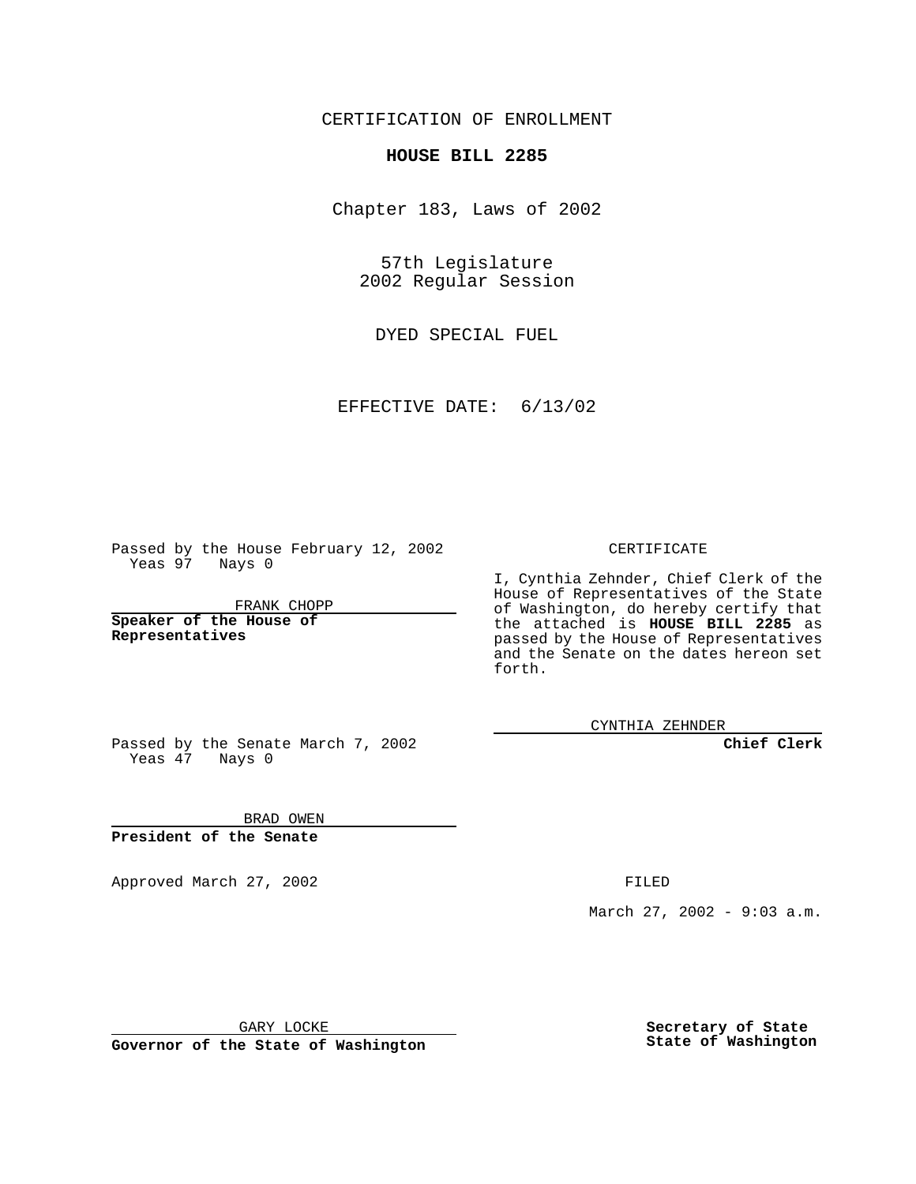CERTIFICATION OF ENROLLMENT

**HOUSE BILL 2285**

Chapter 183, Laws of 2002

57th Legislature
2002 Regular Session

DYED SPECIAL FUEL

EFFECTIVE DATE: 6/13/02

Passed by the House February 12, 2002
Yeas 97 Nays 0

FRANK CHOPP

**Speaker of the House of Representatives**

Passed by the Senate March 7, 2002
Yeas 47 Nays 0

BRAD OWEN

**President of the Senate**

CERTIFICATE

I, Cynthia Zehnder, Chief Clerk of the House of Representatives of the State of Washington, do hereby certify that the attached is **HOUSE BILL 2285** as passed by the House of Representatives and the Senate on the dates hereon set forth.

CYNTHIA ZEHNDER

**Chief Clerk**

Approved March 27, 2002

FILED

March 27, 2002 - 9:03 a.m.

GARY LOCKE

**Governor of the State of Washington**

**Secretary of State**
**State of Washington**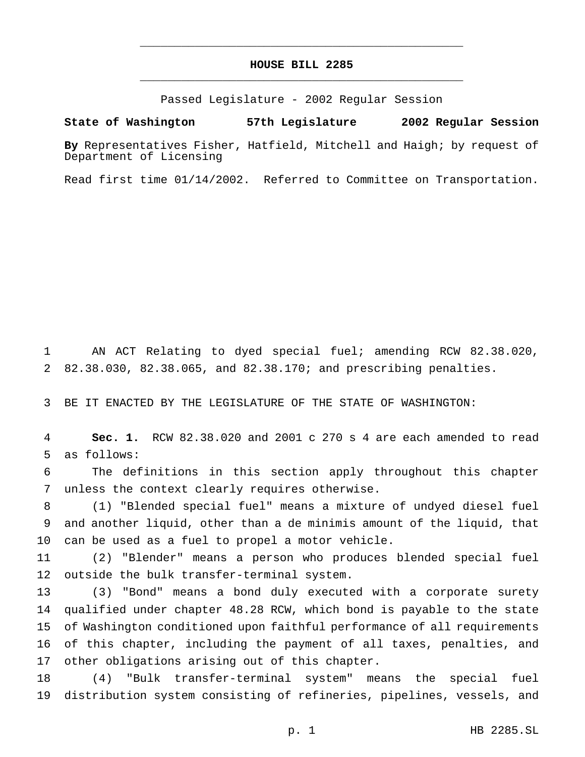# HOUSE BILL 2285

Passed Legislature - 2002 Regular Session

**State of Washington 57th Legislature 2002 Regular Session**

**By** Representatives Fisher, Hatfield, Mitchell and Haigh; by request of Department of Licensing

Read first time 01/14/2002. Referred to Committee on Transportation.

AN ACT Relating to dyed special fuel; amending RCW 82.38.020, 82.38.030, 82.38.065, and 82.38.170; and prescribing penalties.

BE IT ENACTED BY THE LEGISLATURE OF THE STATE OF WASHINGTON:

**Sec. 1.** RCW 82.38.020 and 2001 c 270 s 4 are each amended to read as follows:

The definitions in this section apply throughout this chapter unless the context clearly requires otherwise.

(1) "Blended special fuel" means a mixture of undyed diesel fuel and another liquid, other than a de minimis amount of the liquid, that can be used as a fuel to propel a motor vehicle.

(2) "Blender" means a person who produces blended special fuel outside the bulk transfer-terminal system.

(3) "Bond" means a bond duly executed with a corporate surety qualified under chapter 48.28 RCW, which bond is payable to the state of Washington conditioned upon faithful performance of all requirements of this chapter, including the payment of all taxes, penalties, and other obligations arising out of this chapter.

(4) "Bulk transfer-terminal system" means the special fuel distribution system consisting of refineries, pipelines, vessels, and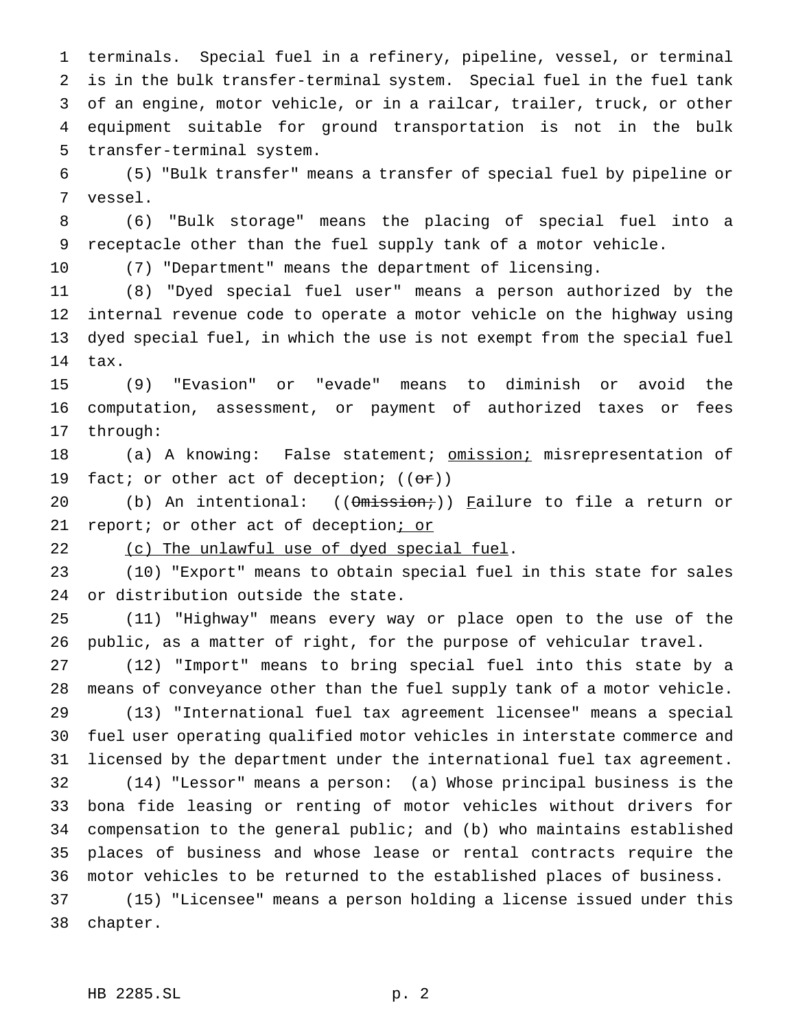terminals. Special fuel in a refinery, pipeline, vessel, or terminal is in the bulk transfer-terminal system. Special fuel in the fuel tank of an engine, motor vehicle, or in a railcar, trailer, truck, or other equipment suitable for ground transportation is not in the bulk transfer-terminal system.

(5) "Bulk transfer" means a transfer of special fuel by pipeline or vessel.

(6) "Bulk storage" means the placing of special fuel into a receptacle other than the fuel supply tank of a motor vehicle.

(7) "Department" means the department of licensing.

(8) "Dyed special fuel user" means a person authorized by the internal revenue code to operate a motor vehicle on the highway using dyed special fuel, in which the use is not exempt from the special fuel tax.

(9) "Evasion" or "evade" means to diminish or avoid the computation, assessment, or payment of authorized taxes or fees through:

(a) A knowing: False statement; <u>omission;</u> misrepresentation of fact; or other act of deception; ((~~or~~))

(b) An intentional: ((~~Omission;~~)) <u>F</u>ailure to file a return or report; or other act of deception<u>; or</u>

<u>(c) The unlawful use of dyed special fuel</u>.

(10) "Export" means to obtain special fuel in this state for sales or distribution outside the state.

(11) "Highway" means every way or place open to the use of the public, as a matter of right, for the purpose of vehicular travel.

(12) "Import" means to bring special fuel into this state by a means of conveyance other than the fuel supply tank of a motor vehicle.

(13) "International fuel tax agreement licensee" means a special fuel user operating qualified motor vehicles in interstate commerce and licensed by the department under the international fuel tax agreement.

(14) "Lessor" means a person: (a) Whose principal business is the bona fide leasing or renting of motor vehicles without drivers for compensation to the general public; and (b) who maintains established places of business and whose lease or rental contracts require the motor vehicles to be returned to the established places of business.

(15) "Licensee" means a person holding a license issued under this chapter.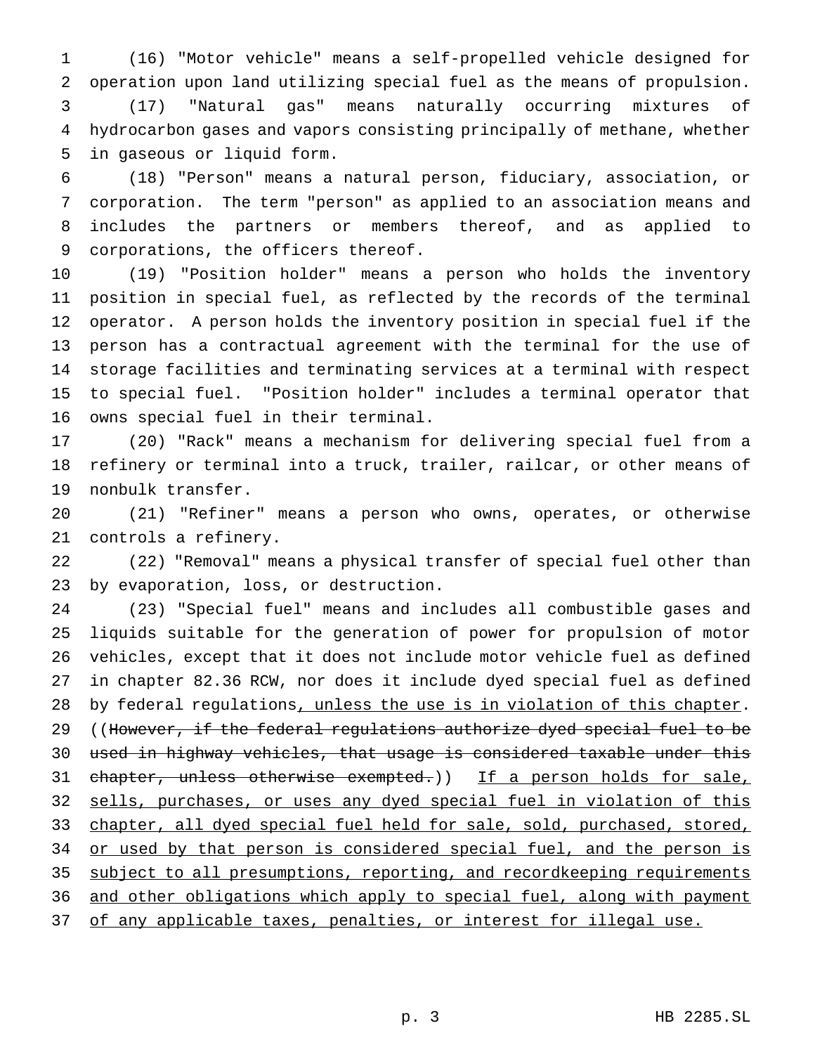(16) "Motor vehicle" means a self-propelled vehicle designed for operation upon land utilizing special fuel as the means of propulsion.

(17) "Natural gas" means naturally occurring mixtures of hydrocarbon gases and vapors consisting principally of methane, whether in gaseous or liquid form.

(18) "Person" means a natural person, fiduciary, association, or corporation. The term "person" as applied to an association means and includes the partners or members thereof, and as applied to corporations, the officers thereof.

(19) "Position holder" means a person who holds the inventory position in special fuel, as reflected by the records of the terminal operator. A person holds the inventory position in special fuel if the person has a contractual agreement with the terminal for the use of storage facilities and terminating services at a terminal with respect to special fuel. "Position holder" includes a terminal operator that owns special fuel in their terminal.

(20) "Rack" means a mechanism for delivering special fuel from a refinery or terminal into a truck, trailer, railcar, or other means of nonbulk transfer.

(21) "Refiner" means a person who owns, operates, or otherwise controls a refinery.

(22) "Removal" means a physical transfer of special fuel other than by evaporation, loss, or destruction.

(23) "Special fuel" means and includes all combustible gases and liquids suitable for the generation of power for propulsion of motor vehicles, except that it does not include motor vehicle fuel as defined in chapter 82.36 RCW, nor does it include dyed special fuel as defined by federal regulations<u>, unless the use is in violation of this chapter</u>. ((~~However, if the federal regulations authorize dyed special fuel to be used in highway vehicles, that usage is considered taxable under this chapter, unless otherwise exempted.~~)) <u>If a person holds for sale, sells, purchases, or uses any dyed special fuel in violation of this chapter, all dyed special fuel held for sale, sold, purchased, stored, or used by that person is considered special fuel, and the person is subject to all presumptions, reporting, and recordkeeping requirements and other obligations which apply to special fuel, along with payment of any applicable taxes, penalties, or interest for illegal use.</u>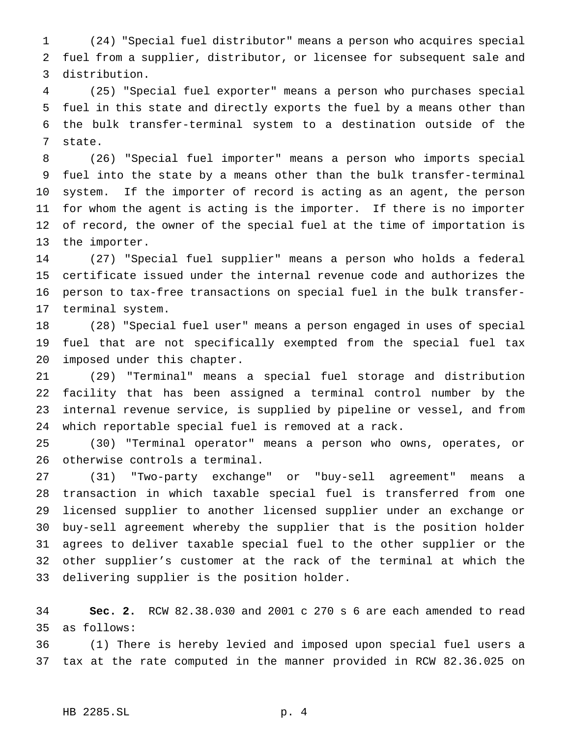(24) "Special fuel distributor" means a person who acquires special fuel from a supplier, distributor, or licensee for subsequent sale and distribution.

(25) "Special fuel exporter" means a person who purchases special fuel in this state and directly exports the fuel by a means other than the bulk transfer-terminal system to a destination outside of the state.

(26) "Special fuel importer" means a person who imports special fuel into the state by a means other than the bulk transfer-terminal system. If the importer of record is acting as an agent, the person for whom the agent is acting is the importer. If there is no importer of record, the owner of the special fuel at the time of importation is the importer.

(27) "Special fuel supplier" means a person who holds a federal certificate issued under the internal revenue code and authorizes the person to tax-free transactions on special fuel in the bulk transfer-terminal system.

(28) "Special fuel user" means a person engaged in uses of special fuel that are not specifically exempted from the special fuel tax imposed under this chapter.

(29) "Terminal" means a special fuel storage and distribution facility that has been assigned a terminal control number by the internal revenue service, is supplied by pipeline or vessel, and from which reportable special fuel is removed at a rack.

(30) "Terminal operator" means a person who owns, operates, or otherwise controls a terminal.

(31) "Two-party exchange" or "buy-sell agreement" means a transaction in which taxable special fuel is transferred from one licensed supplier to another licensed supplier under an exchange or buy-sell agreement whereby the supplier that is the position holder agrees to deliver taxable special fuel to the other supplier or the other supplier's customer at the rack of the terminal at which the delivering supplier is the position holder.

**Sec. 2.** RCW 82.38.030 and 2001 c 270 s 6 are each amended to read as follows:

(1) There is hereby levied and imposed upon special fuel users a tax at the rate computed in the manner provided in RCW 82.36.025 on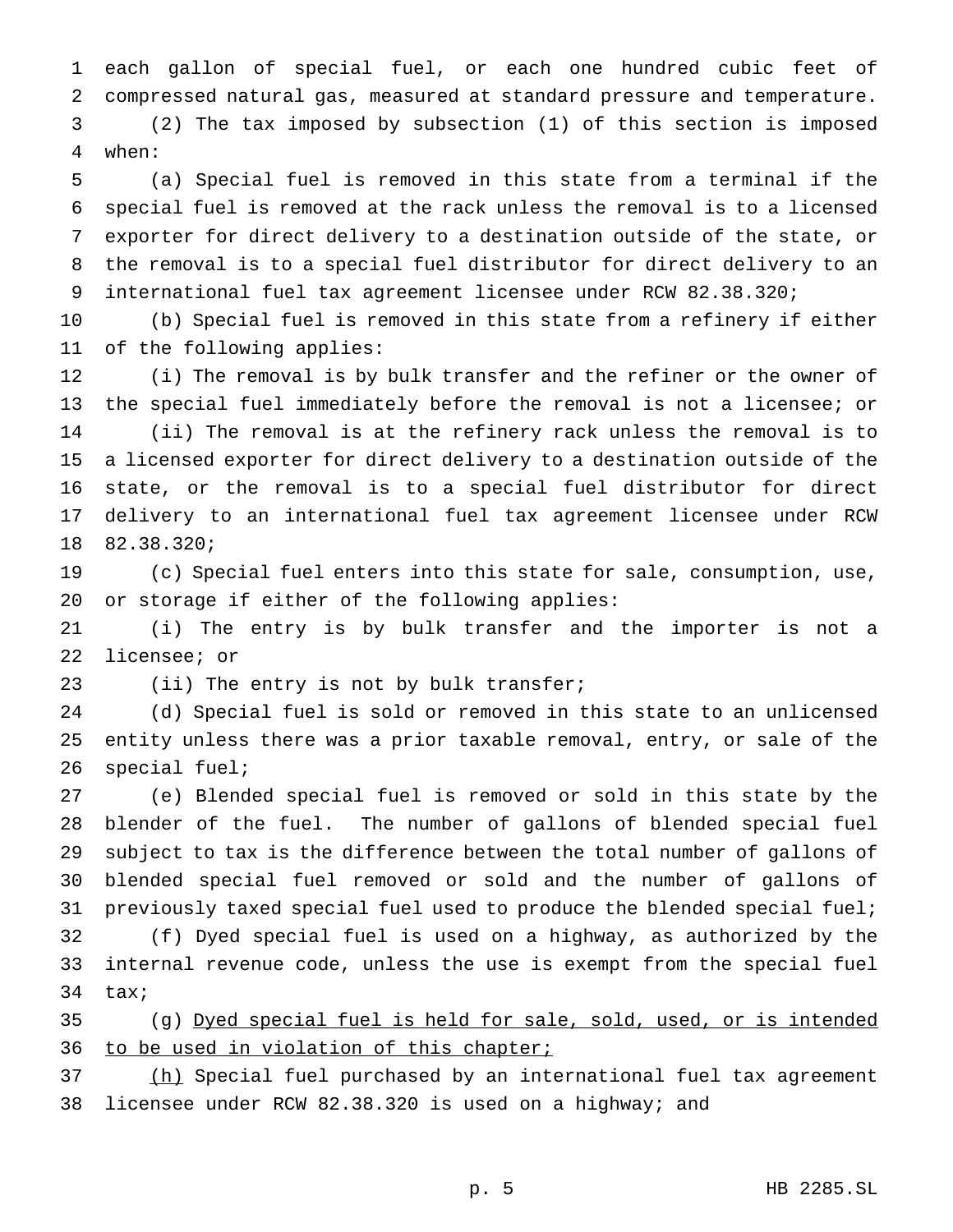each gallon of special fuel, or each one hundred cubic feet of compressed natural gas, measured at standard pressure and temperature.

(2) The tax imposed by subsection (1) of this section is imposed when:

(a) Special fuel is removed in this state from a terminal if the special fuel is removed at the rack unless the removal is to a licensed exporter for direct delivery to a destination outside of the state, or the removal is to a special fuel distributor for direct delivery to an international fuel tax agreement licensee under RCW 82.38.320;

(b) Special fuel is removed in this state from a refinery if either of the following applies:

(i) The removal is by bulk transfer and the refiner or the owner of the special fuel immediately before the removal is not a licensee; or

(ii) The removal is at the refinery rack unless the removal is to a licensed exporter for direct delivery to a destination outside of the state, or the removal is to a special fuel distributor for direct delivery to an international fuel tax agreement licensee under RCW 82.38.320;

(c) Special fuel enters into this state for sale, consumption, use, or storage if either of the following applies:

(i) The entry is by bulk transfer and the importer is not a licensee; or

(ii) The entry is not by bulk transfer;

(d) Special fuel is sold or removed in this state to an unlicensed entity unless there was a prior taxable removal, entry, or sale of the special fuel;

(e) Blended special fuel is removed or sold in this state by the blender of the fuel. The number of gallons of blended special fuel subject to tax is the difference between the total number of gallons of blended special fuel removed or sold and the number of gallons of previously taxed special fuel used to produce the blended special fuel;

(f) Dyed special fuel is used on a highway, as authorized by the internal revenue code, unless the use is exempt from the special fuel tax;

(g) Dyed special fuel is held for sale, sold, used, or is intended to be used in violation of this chapter;

(h) Special fuel purchased by an international fuel tax agreement licensee under RCW 82.38.320 is used on a highway; and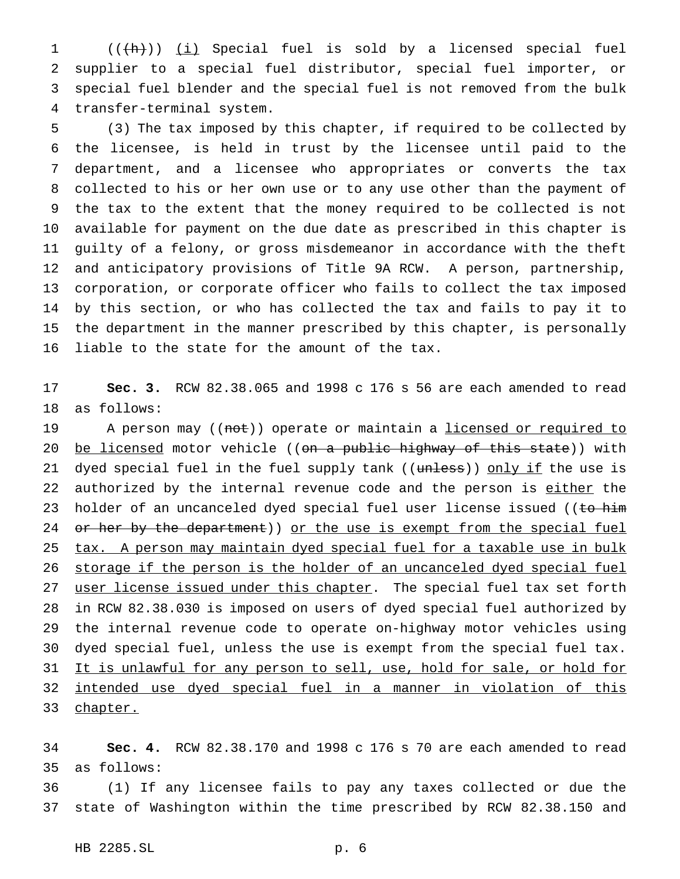((~~(h)~~)) (i) Special fuel is sold by a licensed special fuel supplier to a special fuel distributor, special fuel importer, or special fuel blender and the special fuel is not removed from the bulk transfer-terminal system.

(3) The tax imposed by this chapter, if required to be collected by the licensee, is held in trust by the licensee until paid to the department, and a licensee who appropriates or converts the tax collected to his or her own use or to any use other than the payment of the tax to the extent that the money required to be collected is not available for payment on the due date as prescribed in this chapter is guilty of a felony, or gross misdemeanor in accordance with the theft and anticipatory provisions of Title 9A RCW. A person, partnership, corporation, or corporate officer who fails to collect the tax imposed by this section, or who has collected the tax and fails to pay it to the department in the manner prescribed by this chapter, is personally liable to the state for the amount of the tax.

**Sec. 3.** RCW 82.38.065 and 1998 c 176 s 56 are each amended to read as follows:

A person may ((~~not~~)) operate or maintain a licensed or required to be licensed motor vehicle ((~~on a public highway of this state~~)) with dyed special fuel in the fuel supply tank ((~~unless~~)) only if the use is authorized by the internal revenue code and the person is either the holder of an uncanceled dyed special fuel user license issued ((~~to him or her by the department~~)) or the use is exempt from the special fuel tax. A person may maintain dyed special fuel for a taxable use in bulk storage if the person is the holder of an uncanceled dyed special fuel user license issued under this chapter. The special fuel tax set forth in RCW 82.38.030 is imposed on users of dyed special fuel authorized by the internal revenue code to operate on-highway motor vehicles using dyed special fuel, unless the use is exempt from the special fuel tax. It is unlawful for any person to sell, use, hold for sale, or hold for intended use dyed special fuel in a manner in violation of this chapter.

**Sec. 4.** RCW 82.38.170 and 1998 c 176 s 70 are each amended to read as follows:

(1) If any licensee fails to pay any taxes collected or due the state of Washington within the time prescribed by RCW 82.38.150 and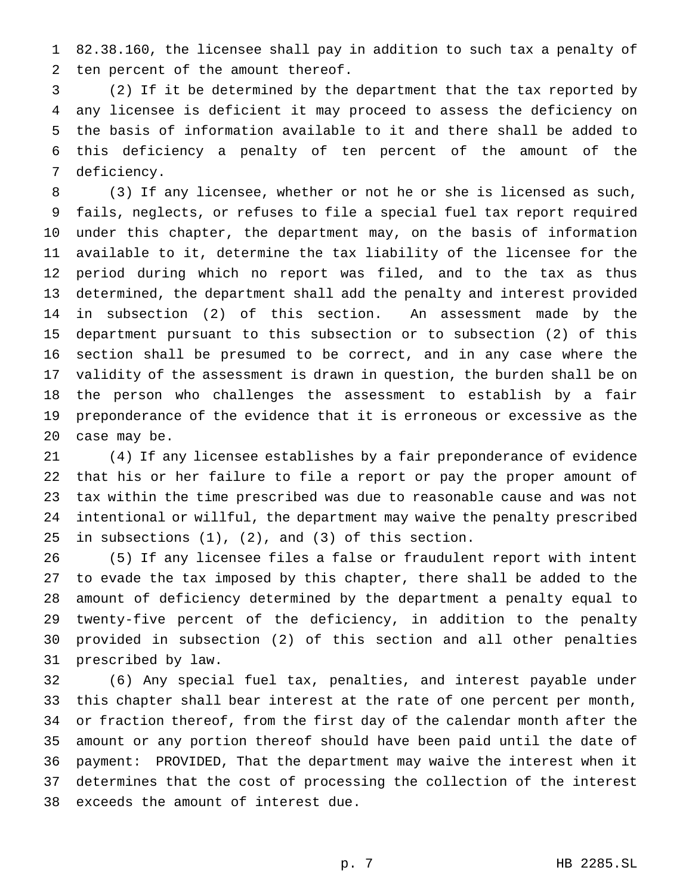82.38.160, the licensee shall pay in addition to such tax a penalty of ten percent of the amount thereof.

(2) If it be determined by the department that the tax reported by any licensee is deficient it may proceed to assess the deficiency on the basis of information available to it and there shall be added to this deficiency a penalty of ten percent of the amount of the deficiency.

(3) If any licensee, whether or not he or she is licensed as such, fails, neglects, or refuses to file a special fuel tax report required under this chapter, the department may, on the basis of information available to it, determine the tax liability of the licensee for the period during which no report was filed, and to the tax as thus determined, the department shall add the penalty and interest provided in subsection (2) of this section. An assessment made by the department pursuant to this subsection or to subsection (2) of this section shall be presumed to be correct, and in any case where the validity of the assessment is drawn in question, the burden shall be on the person who challenges the assessment to establish by a fair preponderance of the evidence that it is erroneous or excessive as the case may be.

(4) If any licensee establishes by a fair preponderance of evidence that his or her failure to file a report or pay the proper amount of tax within the time prescribed was due to reasonable cause and was not intentional or willful, the department may waive the penalty prescribed in subsections (1), (2), and (3) of this section.

(5) If any licensee files a false or fraudulent report with intent to evade the tax imposed by this chapter, there shall be added to the amount of deficiency determined by the department a penalty equal to twenty-five percent of the deficiency, in addition to the penalty provided in subsection (2) of this section and all other penalties prescribed by law.

(6) Any special fuel tax, penalties, and interest payable under this chapter shall bear interest at the rate of one percent per month, or fraction thereof, from the first day of the calendar month after the amount or any portion thereof should have been paid until the date of payment: PROVIDED, That the department may waive the interest when it determines that the cost of processing the collection of the interest exceeds the amount of interest due.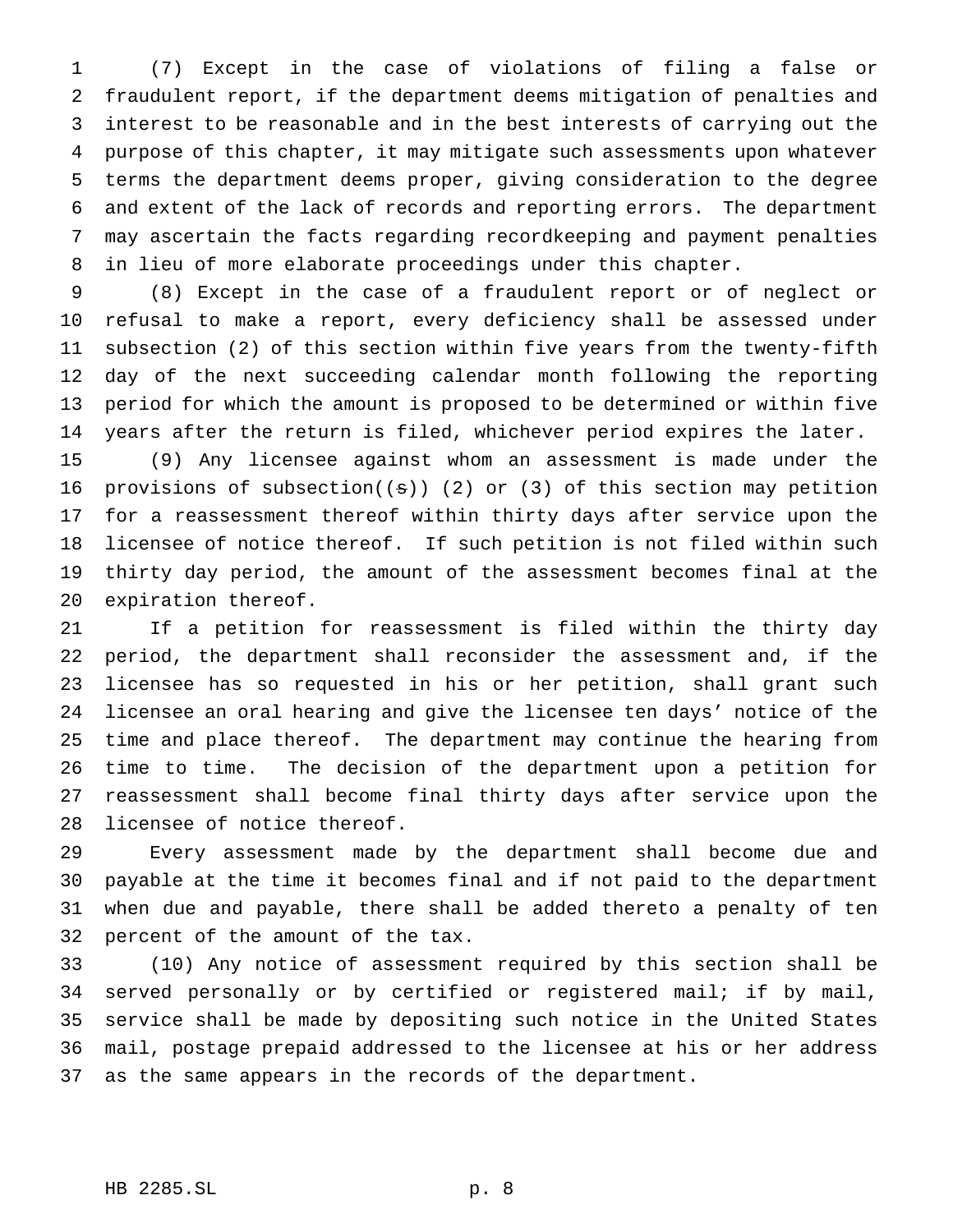(7) Except in the case of violations of filing a false or fraudulent report, if the department deems mitigation of penalties and interest to be reasonable and in the best interests of carrying out the purpose of this chapter, it may mitigate such assessments upon whatever terms the department deems proper, giving consideration to the degree and extent of the lack of records and reporting errors. The department may ascertain the facts regarding recordkeeping and payment penalties in lieu of more elaborate proceedings under this chapter.

(8) Except in the case of a fraudulent report or of neglect or refusal to make a report, every deficiency shall be assessed under subsection (2) of this section within five years from the twenty-fifth day of the next succeeding calendar month following the reporting period for which the amount is proposed to be determined or within five years after the return is filed, whichever period expires the later.

(9) Any licensee against whom an assessment is made under the provisions of subsection((~~s~~)) (2) or (3) of this section may petition for a reassessment thereof within thirty days after service upon the licensee of notice thereof. If such petition is not filed within such thirty day period, the amount of the assessment becomes final at the expiration thereof.

If a petition for reassessment is filed within the thirty day period, the department shall reconsider the assessment and, if the licensee has so requested in his or her petition, shall grant such licensee an oral hearing and give the licensee ten days' notice of the time and place thereof. The department may continue the hearing from time to time. The decision of the department upon a petition for reassessment shall become final thirty days after service upon the licensee of notice thereof.

Every assessment made by the department shall become due and payable at the time it becomes final and if not paid to the department when due and payable, there shall be added thereto a penalty of ten percent of the amount of the tax.

(10) Any notice of assessment required by this section shall be served personally or by certified or registered mail; if by mail, service shall be made by depositing such notice in the United States mail, postage prepaid addressed to the licensee at his or her address as the same appears in the records of the department.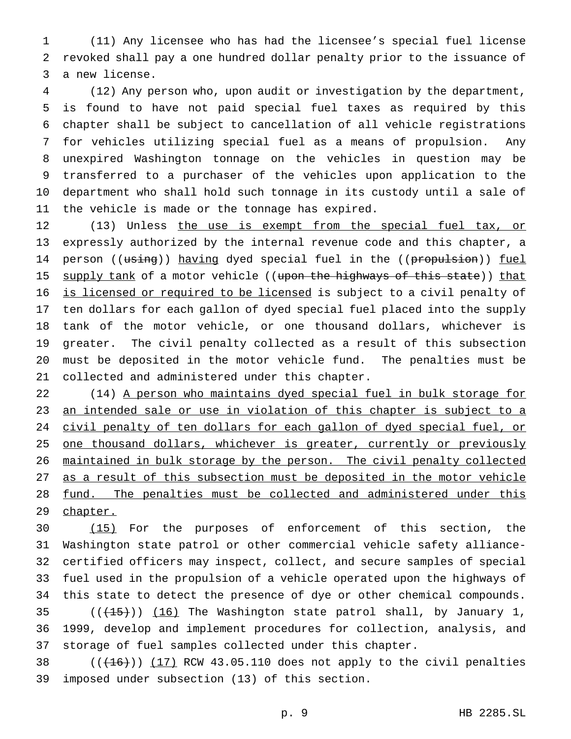(11) Any licensee who has had the licensee's special fuel license revoked shall pay a one hundred dollar penalty prior to the issuance of a new license.

(12) Any person who, upon audit or investigation by the department, is found to have not paid special fuel taxes as required by this chapter shall be subject to cancellation of all vehicle registrations for vehicles utilizing special fuel as a means of propulsion. Any unexpired Washington tonnage on the vehicles in question may be transferred to a purchaser of the vehicles upon application to the department who shall hold such tonnage in its custody until a sale of the vehicle is made or the tonnage has expired.

(13) Unless the use is exempt from the special fuel tax, or expressly authorized by the internal revenue code and this chapter, a person ((~~using~~)) having dyed special fuel in the ((~~propulsion~~)) fuel supply tank of a motor vehicle ((~~upon the highways of this state~~)) that is licensed or required to be licensed is subject to a civil penalty of ten dollars for each gallon of dyed special fuel placed into the supply tank of the motor vehicle, or one thousand dollars, whichever is greater. The civil penalty collected as a result of this subsection must be deposited in the motor vehicle fund. The penalties must be collected and administered under this chapter.

(14) A person who maintains dyed special fuel in bulk storage for an intended sale or use in violation of this chapter is subject to a civil penalty of ten dollars for each gallon of dyed special fuel, or one thousand dollars, whichever is greater, currently or previously maintained in bulk storage by the person. The civil penalty collected as a result of this subsection must be deposited in the motor vehicle fund. The penalties must be collected and administered under this chapter.

(15) For the purposes of enforcement of this section, the Washington state patrol or other commercial vehicle safety alliance-certified officers may inspect, collect, and secure samples of special fuel used in the propulsion of a vehicle operated upon the highways of this state to detect the presence of dye or other chemical compounds.

((~~(15)~~)) (16) The Washington state patrol shall, by January 1, 1999, develop and implement procedures for collection, analysis, and storage of fuel samples collected under this chapter.

((~~(16)~~)) (17) RCW 43.05.110 does not apply to the civil penalties imposed under subsection (13) of this section.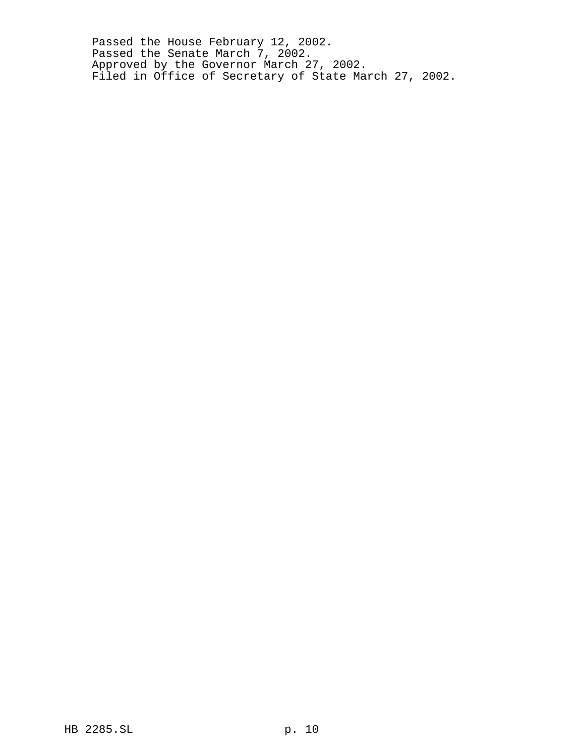Passed the House February 12, 2002.
Passed the Senate March 7, 2002.
Approved by the Governor March 27, 2002.
Filed in Office of Secretary of State March 27, 2002.